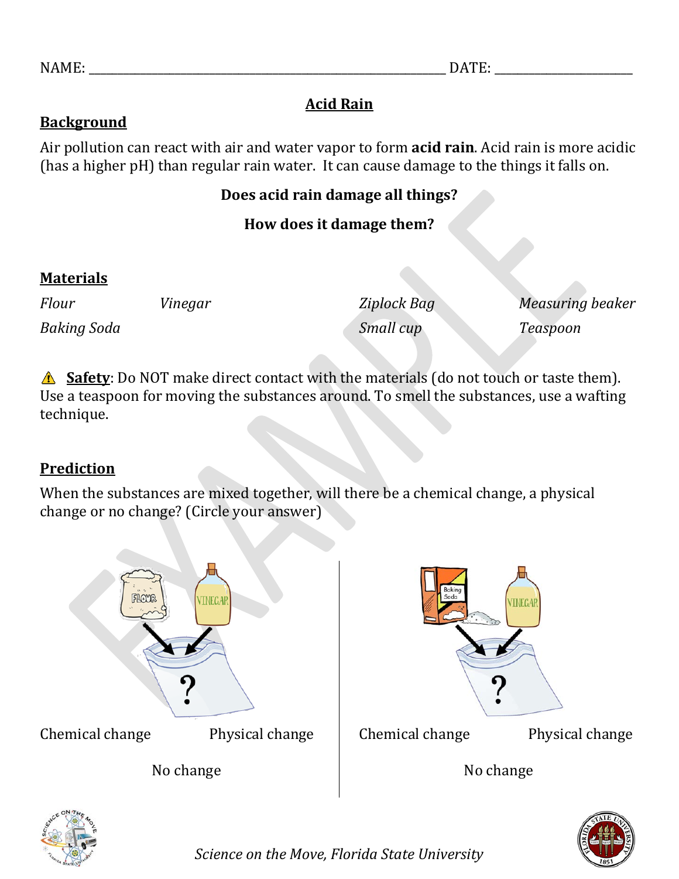NAME: ______________________________________________ DATE: ____________________

# Acid Rain

## Background

Air pollution can react with air and water vapor to form **acid rain**. Acid rain is more acidic (has a higher pH) than regular rain water. It can cause damage to the things it falls on.

**Does acid rain damage all things?**

**How does it damage them?**

## Materials

| | | | |
|---|---|---|---|
| *Flour* | *Vinegar* | *Ziplock Bag* | *Measuring beaker* |
| *Baking Soda* | | *Small cup* | *Teaspoon* |

⚠ **Safety**: Do NOT make direct contact with the materials (do not touch or taste them). Use a teaspoon for moving the substances around. To smell the substances, use a wafting technique.

## Prediction

When the substances are mixed together, will there be a chemical change, a physical change or no change? (Circle your answer)

**Flour + Vinegar**

Chemical change        Physical change

No change

**Baking Soda + Vinegar**

Chemical change        Physical change

No change

*Science on the Move, Florida State University*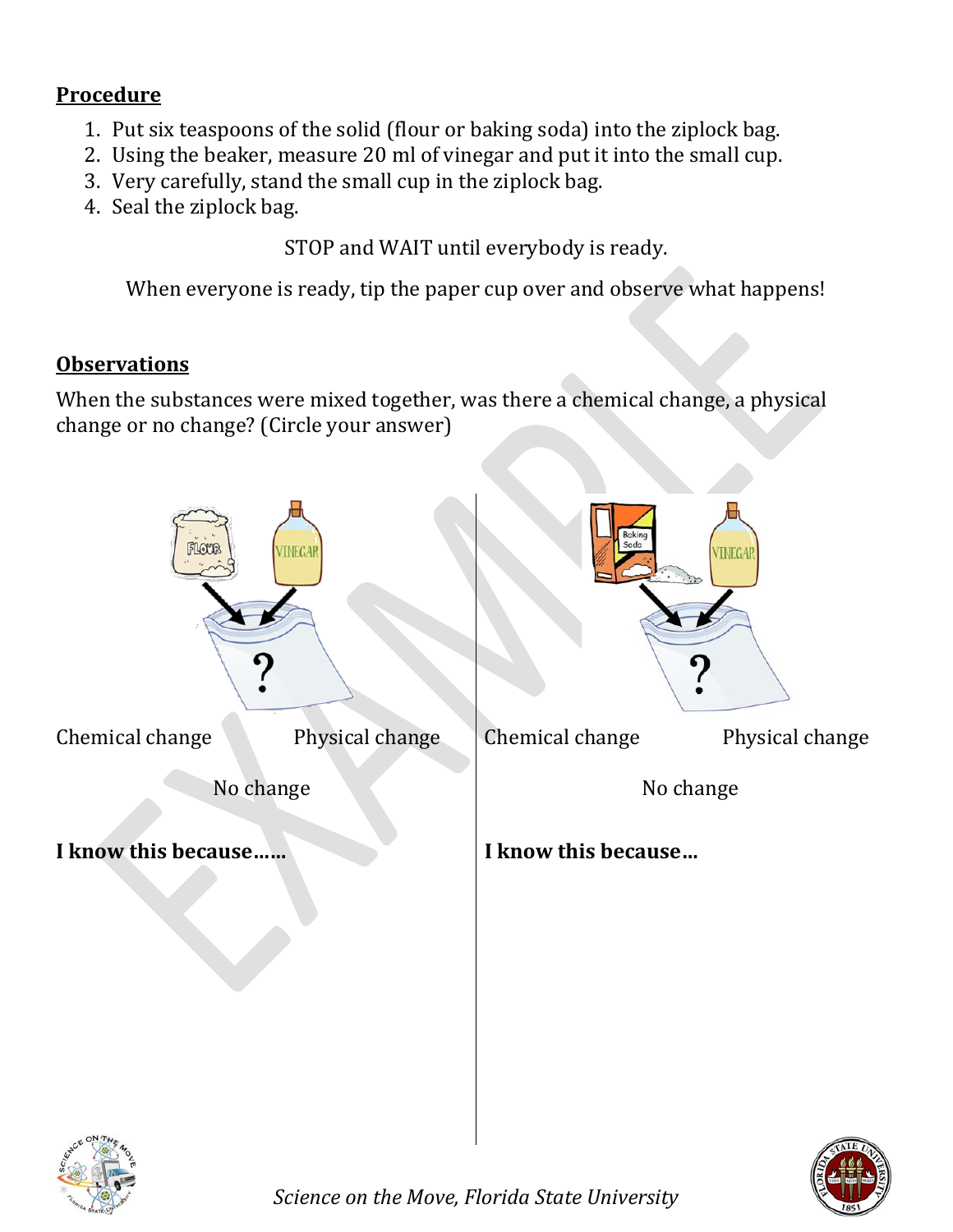## Procedure

1. Put six teaspoons of the solid (flour or baking soda) into the ziplock bag.
2. Using the beaker, measure 20 ml of vinegar and put it into the small cup.
3. Very carefully, stand the small cup in the ziplock bag.
4. Seal the ziplock bag.

STOP and WAIT until everybody is ready.

When everyone is ready, tip the paper cup over and observe what happens!

## Observations

When the substances were mixed together, was there a chemical change, a physical change or no change? (Circle your answer)

FLOUR VINEGAR ?

Chemical change Physical change

No change

**I know this because……**

Baking Soda VINEGAR ?

Chemical change Physical change

No change

**I know this because…**

*Science on the Move, Florida State University*